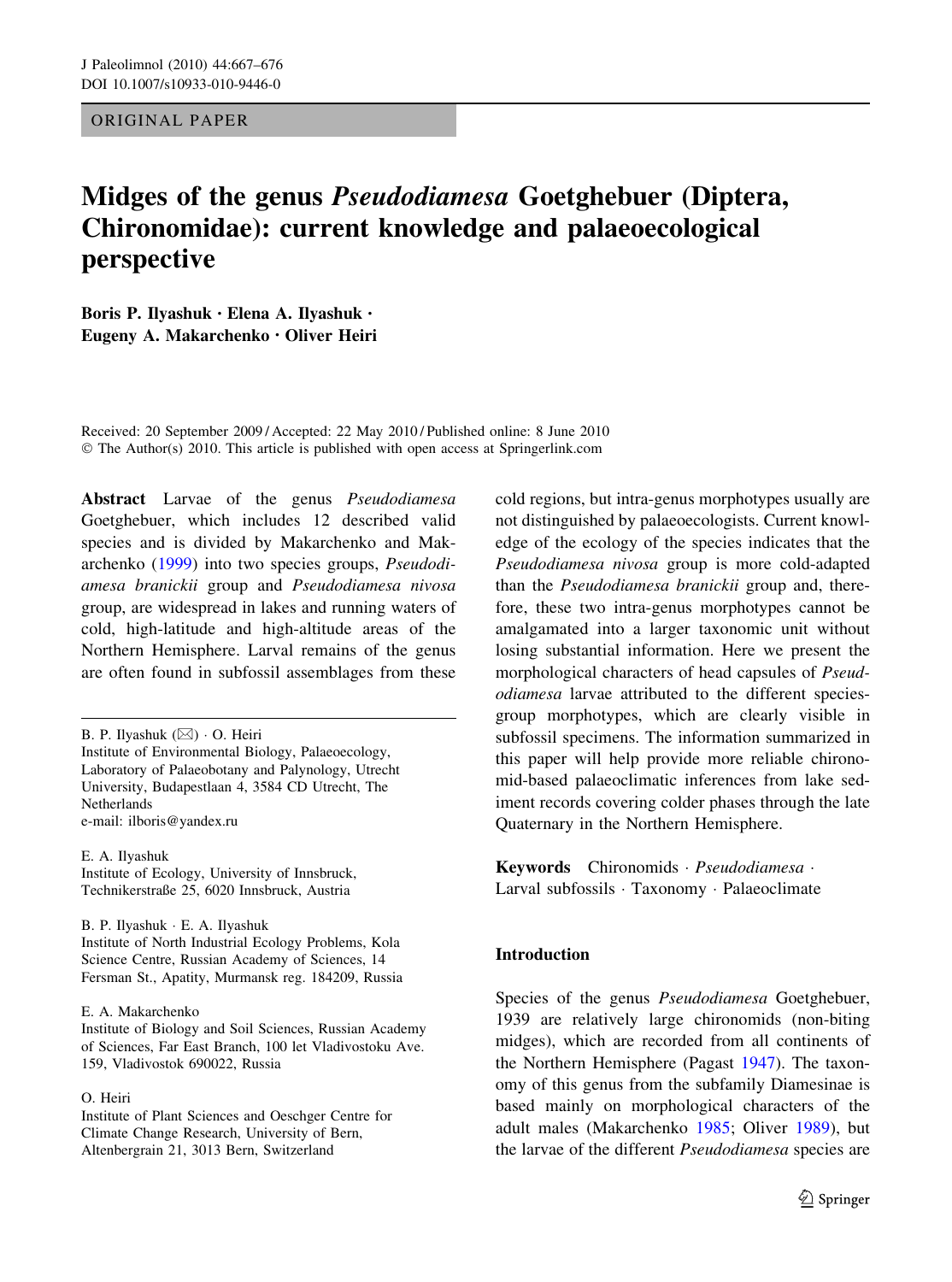ORIGINAL PAPER

# Midges of the genus *Pseudodiamesa* Goetghebuer (Diptera, Chironomidae): current knowledge and palaeoecological perspective

**Boris P. Ilyashuk · Elena A. Ilyashuk · Eugeny A. Makarchenko · Oliver Heiri**

Received: 20 September 2009 / Accepted: 22 May 2010 / Published online: 8 June 2010
© The Author(s) 2010. This article is published with open access at Springerlink.com

**Abstract** Larvae of the genus *Pseudodiamesa* Goetghebuer, which includes 12 described valid species and is divided by Makarchenko and Makarchenko (1999) into two species groups, *Pseudodiamesa branickii* group and *Pseudodiamesa nivosa* group, are widespread in lakes and running waters of cold, high-latitude and high-altitude areas of the Northern Hemisphere. Larval remains of the genus are often found in subfossil assemblages from these cold regions, but intra-genus morphotypes usually are not distinguished by palaeoecologists. Current knowledge of the ecology of the species indicates that the *Pseudodiamesa nivosa* group is more cold-adapted than the *Pseudodiamesa branickii* group and, therefore, these two intra-genus morphotypes cannot be amalgamated into a larger taxonomic unit without losing substantial information. Here we present the morphological characters of head capsules of *Pseudodiamesa* larvae attributed to the different species-group morphotypes, which are clearly visible in subfossil specimens. The information summarized in this paper will help provide more reliable chironomid-based palaeoclimatic inferences from lake sediment records covering colder phases through the late Quaternary in the Northern Hemisphere.

**Keywords** Chironomids · *Pseudodiamesa* · Larval subfossils · Taxonomy · Palaeoclimate

B. P. Ilyashuk (✉) · O. Heiri
Institute of Environmental Biology, Palaeoecology, Laboratory of Palaeobotany and Palynology, Utrecht University, Budapestlaan 4, 3584 CD Utrecht, The Netherlands
e-mail: ilboris@yandex.ru

E. A. Ilyashuk
Institute of Ecology, University of Innsbruck, Technikerstraße 25, 6020 Innsbruck, Austria

B. P. Ilyashuk · E. A. Ilyashuk
Institute of North Industrial Ecology Problems, Kola Science Centre, Russian Academy of Sciences, 14 Fersman St., Apatity, Murmansk reg. 184209, Russia

E. A. Makarchenko
Institute of Biology and Soil Sciences, Russian Academy of Sciences, Far East Branch, 100 let Vladivostoku Ave. 159, Vladivostok 690022, Russia

O. Heiri
Institute of Plant Sciences and Oeschger Centre for Climate Change Research, University of Bern, Altenbergrain 21, 3013 Bern, Switzerland

## Introduction

Species of the genus *Pseudodiamesa* Goetghebuer, 1939 are relatively large chironomids (non-biting midges), which are recorded from all continents of the Northern Hemisphere (Pagast 1947). The taxonomy of this genus from the subfamily Diamesinae is based mainly on morphological characters of the adult males (Makarchenko 1985; Oliver 1989), but the larvae of the different *Pseudodiamesa* species are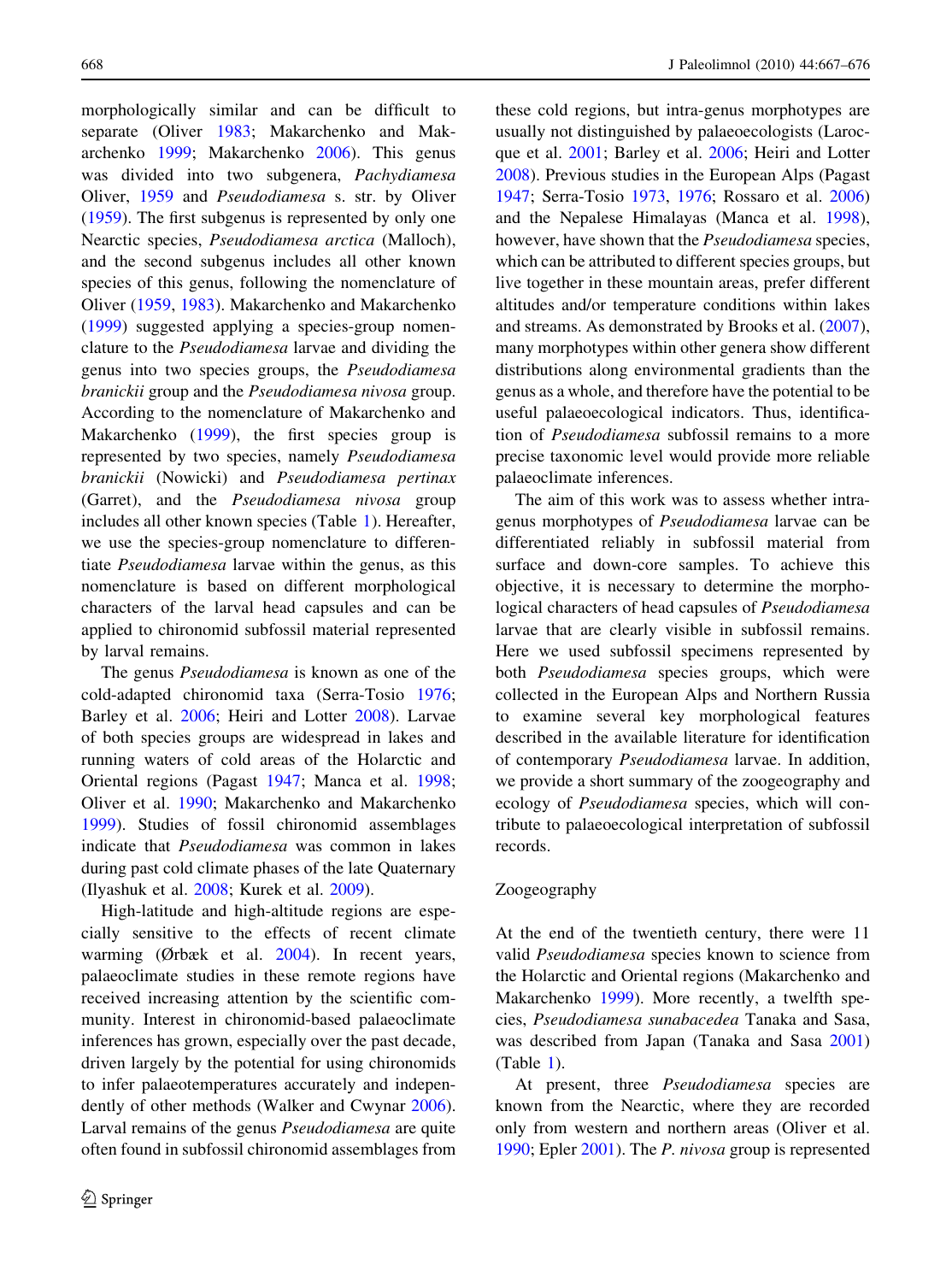morphologically similar and can be difficult to separate (Oliver 1983; Makarchenko and Makarchenko 1999; Makarchenko 2006). This genus was divided into two subgenera, *Pachydiamesa* Oliver, 1959 and *Pseudodiamesa* s. str. by Oliver (1959). The first subgenus is represented by only one Nearctic species, *Pseudodiamesa arctica* (Malloch), and the second subgenus includes all other known species of this genus, following the nomenclature of Oliver (1959, 1983). Makarchenko and Makarchenko (1999) suggested applying a species-group nomenclature to the *Pseudodiamesa* larvae and dividing the genus into two species groups, the *Pseudodiamesa branickii* group and the *Pseudodiamesa nivosa* group. According to the nomenclature of Makarchenko and Makarchenko (1999), the first species group is represented by two species, namely *Pseudodiamesa branickii* (Nowicki) and *Pseudodiamesa pertinax* (Garret), and the *Pseudodiamesa nivosa* group includes all other known species (Table 1). Hereafter, we use the species-group nomenclature to differentiate *Pseudodiamesa* larvae within the genus, as this nomenclature is based on different morphological characters of the larval head capsules and can be applied to chironomid subfossil material represented by larval remains.

The genus *Pseudodiamesa* is known as one of the cold-adapted chironomid taxa (Serra-Tosio 1976; Barley et al. 2006; Heiri and Lotter 2008). Larvae of both species groups are widespread in lakes and running waters of cold areas of the Holarctic and Oriental regions (Pagast 1947; Manca et al. 1998; Oliver et al. 1990; Makarchenko and Makarchenko 1999). Studies of fossil chironomid assemblages indicate that *Pseudodiamesa* was common in lakes during past cold climate phases of the late Quaternary (Ilyashuk et al. 2008; Kurek et al. 2009).

High-latitude and high-altitude regions are especially sensitive to the effects of recent climate warming (Ørbæk et al. 2004). In recent years, palaeoclimate studies in these remote regions have received increasing attention by the scientific community. Interest in chironomid-based palaeoclimate inferences has grown, especially over the past decade, driven largely by the potential for using chironomids to infer palaeotemperatures accurately and independently of other methods (Walker and Cwynar 2006). Larval remains of the genus *Pseudodiamesa* are quite often found in subfossil chironomid assemblages from these cold regions, but intra-genus morphotypes are usually not distinguished by palaeoecologists (Larocque et al. 2001; Barley et al. 2006; Heiri and Lotter 2008). Previous studies in the European Alps (Pagast 1947; Serra-Tosio 1973, 1976; Rossaro et al. 2006) and the Nepalese Himalayas (Manca et al. 1998), however, have shown that the *Pseudodiamesa* species, which can be attributed to different species groups, but live together in these mountain areas, prefer different altitudes and/or temperature conditions within lakes and streams. As demonstrated by Brooks et al. (2007), many morphotypes within other genera show different distributions along environmental gradients than the genus as a whole, and therefore have the potential to be useful palaeoecological indicators. Thus, identification of *Pseudodiamesa* subfossil remains to a more precise taxonomic level would provide more reliable palaeoclimate inferences.

The aim of this work was to assess whether intra-genus morphotypes of *Pseudodiamesa* larvae can be differentiated reliably in subfossil material from surface and down-core samples. To achieve this objective, it is necessary to determine the morphological characters of head capsules of *Pseudodiamesa* larvae that are clearly visible in subfossil remains. Here we used subfossil specimens represented by both *Pseudodiamesa* species groups, which were collected in the European Alps and Northern Russia to examine several key morphological features described in the available literature for identification of contemporary *Pseudodiamesa* larvae. In addition, we provide a short summary of the zoogeography and ecology of *Pseudodiamesa* species, which will contribute to palaeoecological interpretation of subfossil records.

## Zoogeography

At the end of the twentieth century, there were 11 valid *Pseudodiamesa* species known to science from the Holarctic and Oriental regions (Makarchenko and Makarchenko 1999). More recently, a twelfth species, *Pseudodiamesa sunabacedea* Tanaka and Sasa, was described from Japan (Tanaka and Sasa 2001) (Table 1).

At present, three *Pseudodiamesa* species are known from the Nearctic, where they are recorded only from western and northern areas (Oliver et al. 1990; Epler 2001). The *P. nivosa* group is represented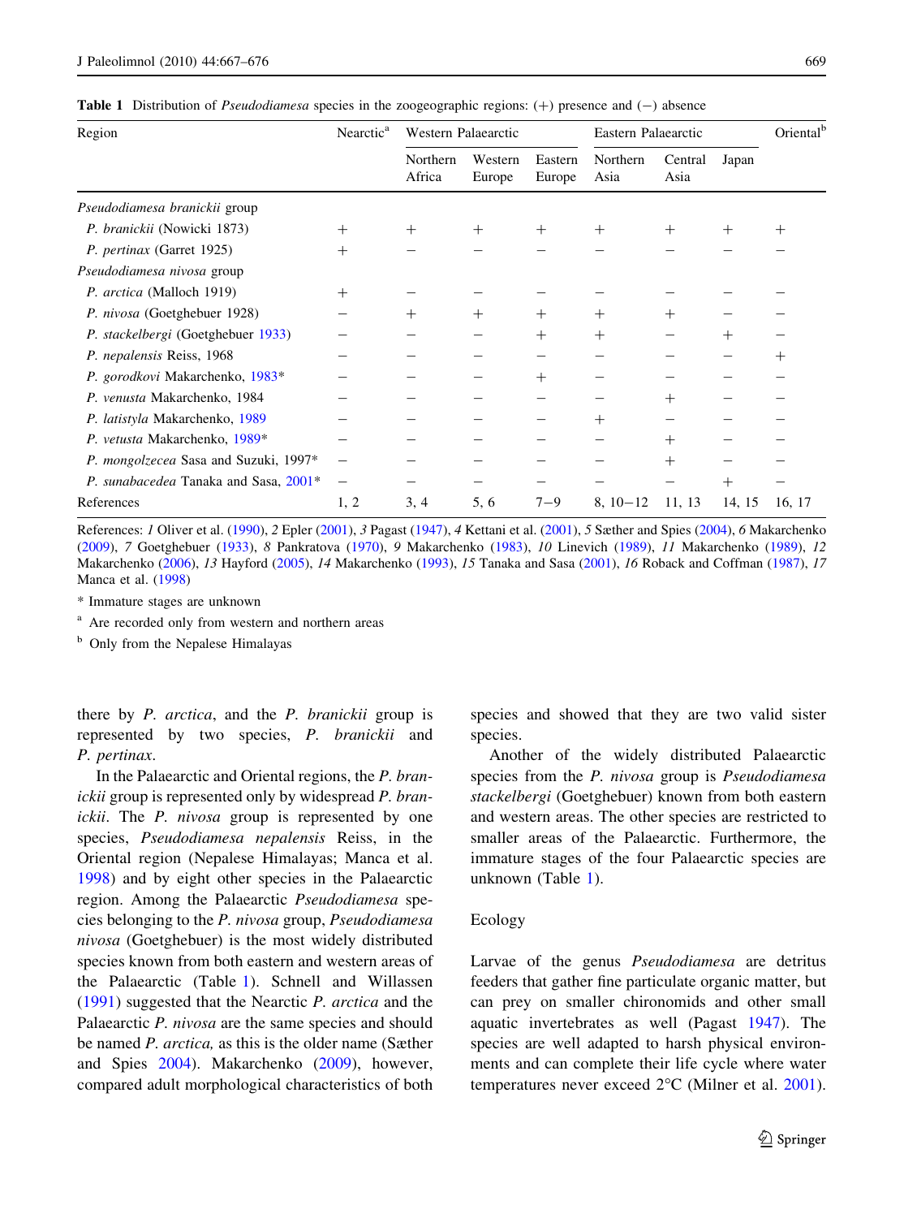**Table 1** Distribution of *Pseudodiamesa* species in the zoogeographic regions: (+) presence and (−) absence

| Region | Nearctic[a] | Western Palaearctic | | | Eastern Palaearctic | | | Oriental[b] |
|---|---|---|---|---|---|---|---|---|
| | | Northern Africa | Western Europe | Eastern Europe | Northern Asia | Central Asia | Japan | |
| *Pseudodiamesa branickii* group | | | | | | | | |
| *P. branickii* (Nowicki 1873) | + | + | + | + | + | + | + | + |
| *P. pertinax* (Garret 1925) | + | − | − | − | − | − | − | − |
| *Pseudodiamesa nivosa* group | | | | | | | | |
| *P. arctica* (Malloch 1919) | + | − | − | − | − | − | − | − |
| *P. nivosa* (Goetghebuer 1928) | − | + | + | + | + | + | − | − |
| *P. stackelbergi* (Goetghebuer 1933) | − | − | − | + | + | − | + | − |
| *P. nepalensis* Reiss, 1968 | − | − | − | − | − | − | − | + |
| *P. gorodkovi* Makarchenko, 1983* | − | − | − | + | − | − | − | − |
| *P. venusta* Makarchenko, 1984 | − | − | − | − | − | + | − | − |
| *P. latistyla* Makarchenko, 1989 | − | − | − | − | + | − | − | − |
| *P. vetusta* Makarchenko, 1989* | − | − | − | − | − | + | − | − |
| *P. mongolzecea* Sasa and Suzuki, 1997* | − | − | − | − | − | + | − | − |
| *P. sunabacedea* Tanaka and Sasa, 2001* | − | − | − | − | − | − | + | − |
| References | 1, 2 | 3, 4 | 5, 6 | 7−9 | 8, 10−12 | 11, 13 | 14, 15 | 16, 17 |

References: *1* Oliver et al. (1990), *2* Epler (2001), *3* Pagast (1947), *4* Kettani et al. (2001), *5* Sæther and Spies (2004), *6* Makarchenko (2009), *7* Goetghebuer (1933), *8* Pankratova (1970), *9* Makarchenko (1983), *10* Linevich (1989), *11* Makarchenko (1989), *12* Makarchenko (2006), *13* Hayford (2005), *14* Makarchenko (1993), *15* Tanaka and Sasa (2001), *16* Roback and Coffman (1987), *17* Manca et al. (1998)

* Immature stages are unknown

[a] Are recorded only from western and northern areas

[b] Only from the Nepalese Himalayas

there by *P. arctica*, and the *P. branickii* group is represented by two species, *P. branickii* and *P. pertinax*.

In the Palaearctic and Oriental regions, the *P. branickii* group is represented only by widespread *P. branickii*. The *P. nivosa* group is represented by one species, *Pseudodiamesa nepalensis* Reiss, in the Oriental region (Nepalese Himalayas; Manca et al. 1998) and by eight other species in the Palaearctic region. Among the Palaearctic *Pseudodiamesa* species belonging to the *P. nivosa* group, *Pseudodiamesa nivosa* (Goetghebuer) is the most widely distributed species known from both eastern and western areas of the Palaearctic (Table 1). Schnell and Willassen (1991) suggested that the Nearctic *P. arctica* and the Palaearctic *P. nivosa* are the same species and should be named *P. arctica,* as this is the older name (Sæther and Spies 2004). Makarchenko (2009), however, compared adult morphological characteristics of both species and showed that they are two valid sister species.

Another of the widely distributed Palaearctic species from the *P. nivosa* group is *Pseudodiamesa stackelbergi* (Goetghebuer) known from both eastern and western areas. The other species are restricted to smaller areas of the Palaearctic. Furthermore, the immature stages of the four Palaearctic species are unknown (Table 1).

## Ecology

Larvae of the genus *Pseudodiamesa* are detritus feeders that gather fine particulate organic matter, but can prey on smaller chironomids and other small aquatic invertebrates as well (Pagast 1947). The species are well adapted to harsh physical environments and can complete their life cycle where water temperatures never exceed 2°C (Milner et al. 2001).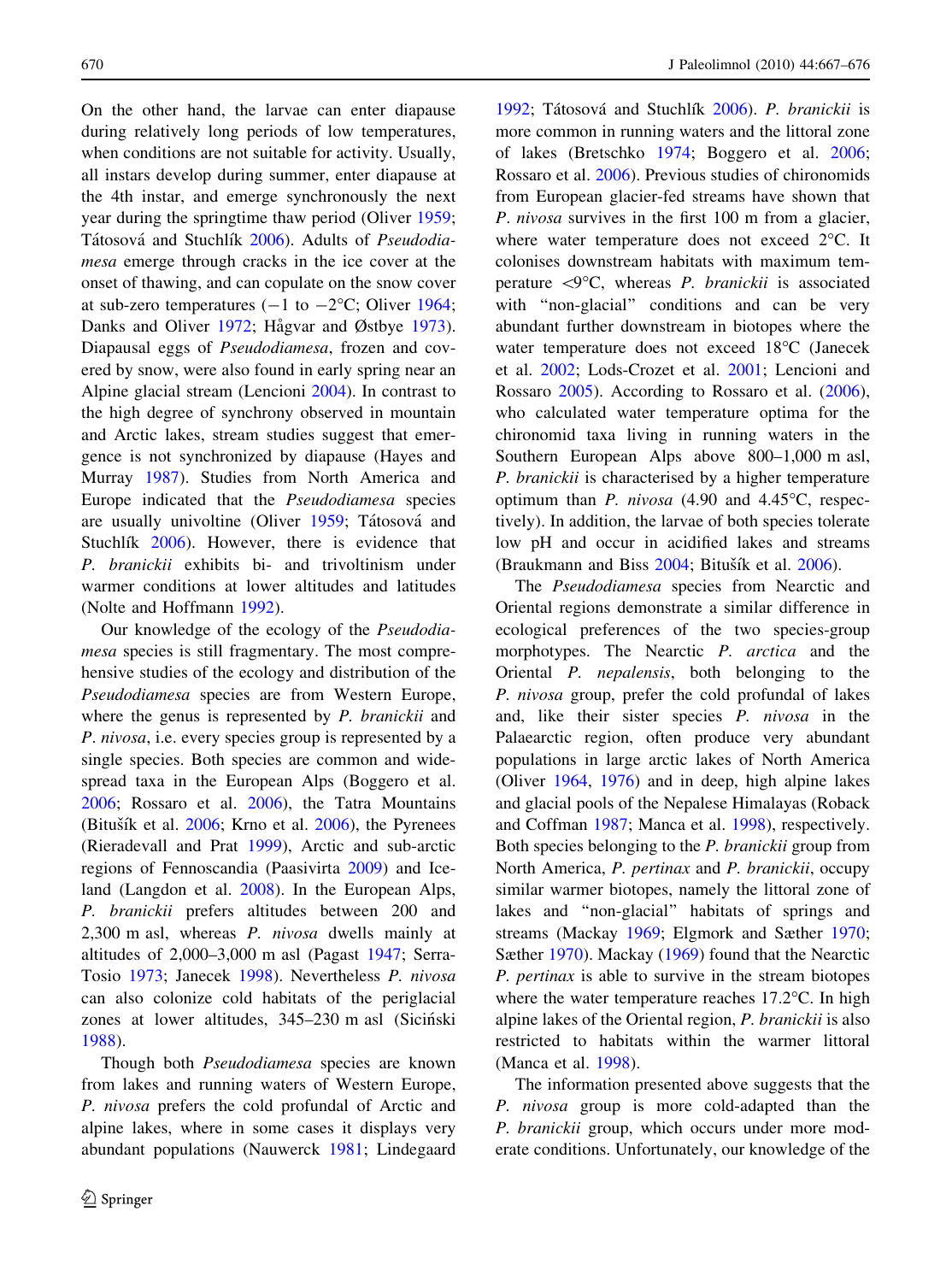On the other hand, the larvae can enter diapause during relatively long periods of low temperatures, when conditions are not suitable for activity. Usually, all instars develop during summer, enter diapause at the 4th instar, and emerge synchronously the next year during the springtime thaw period (Oliver 1959; Tátosová and Stuchlík 2006). Adults of *Pseudodiamesa* emerge through cracks in the ice cover at the onset of thawing, and can copulate on the snow cover at sub-zero temperatures (−1 to −2°C; Oliver 1964; Danks and Oliver 1972; Hågvar and Østbye 1973). Diapausal eggs of *Pseudodiamesa*, frozen and covered by snow, were also found in early spring near an Alpine glacial stream (Lencioni 2004). In contrast to the high degree of synchrony observed in mountain and Arctic lakes, stream studies suggest that emergence is not synchronized by diapause (Hayes and Murray 1987). Studies from North America and Europe indicated that the *Pseudodiamesa* species are usually univoltine (Oliver 1959; Tátosová and Stuchlík 2006). However, there is evidence that *P. branickii* exhibits bi- and trivoltinism under warmer conditions at lower altitudes and latitudes (Nolte and Hoffmann 1992).

Our knowledge of the ecology of the *Pseudodiamesa* species is still fragmentary. The most comprehensive studies of the ecology and distribution of the *Pseudodiamesa* species are from Western Europe, where the genus is represented by *P. branickii* and *P. nivosa*, i.e. every species group is represented by a single species. Both species are common and widespread taxa in the European Alps (Boggero et al. 2006; Rossaro et al. 2006), the Tatra Mountains (Bitušík et al. 2006; Krno et al. 2006), the Pyrenees (Rieradevall and Prat 1999), Arctic and sub-arctic regions of Fennoscandia (Paasivirta 2009) and Iceland (Langdon et al. 2008). In the European Alps, *P. branickii* prefers altitudes between 200 and 2,300 m asl, whereas *P. nivosa* dwells mainly at altitudes of 2,000–3,000 m asl (Pagast 1947; Serra-Tosio 1973; Janecek 1998). Nevertheless *P. nivosa* can also colonize cold habitats of the periglacial zones at lower altitudes, 345–230 m asl (Siciński 1988).

Though both *Pseudodiamesa* species are known from lakes and running waters of Western Europe, *P. nivosa* prefers the cold profundal of Arctic and alpine lakes, where in some cases it displays very abundant populations (Nauwerck 1981; Lindegaard 1992; Tátosová and Stuchlík 2006). *P. branickii* is more common in running waters and the littoral zone of lakes (Bretschko 1974; Boggero et al. 2006; Rossaro et al. 2006). Previous studies of chironomids from European glacier-fed streams have shown that *P. nivosa* survives in the first 100 m from a glacier, where water temperature does not exceed 2°C. It colonises downstream habitats with maximum temperature <9°C, whereas *P. branickii* is associated with "non-glacial" conditions and can be very abundant further downstream in biotopes where the water temperature does not exceed 18°C (Janecek et al. 2002; Lods-Crozet et al. 2001; Lencioni and Rossaro 2005). According to Rossaro et al. (2006), who calculated water temperature optima for the chironomid taxa living in running waters in the Southern European Alps above 800–1,000 m asl, *P. branickii* is characterised by a higher temperature optimum than *P. nivosa* (4.90 and 4.45°C, respectively). In addition, the larvae of both species tolerate low pH and occur in acidified lakes and streams (Braukmann and Biss 2004; Bitušík et al. 2006).

The *Pseudodiamesa* species from Nearctic and Oriental regions demonstrate a similar difference in ecological preferences of the two species-group morphotypes. The Nearctic *P. arctica* and the Oriental *P. nepalensis*, both belonging to the *P. nivosa* group, prefer the cold profundal of lakes and, like their sister species *P. nivosa* in the Palaearctic region, often produce very abundant populations in large arctic lakes of North America (Oliver 1964, 1976) and in deep, high alpine lakes and glacial pools of the Nepalese Himalayas (Roback and Coffman 1987; Manca et al. 1998), respectively. Both species belonging to the *P. branickii* group from North America, *P. pertinax* and *P. branickii*, occupy similar warmer biotopes, namely the littoral zone of lakes and "non-glacial" habitats of springs and streams (Mackay 1969; Elgmork and Sæther 1970; Sæther 1970). Mackay (1969) found that the Nearctic *P. pertinax* is able to survive in the stream biotopes where the water temperature reaches 17.2°C. In high alpine lakes of the Oriental region, *P. branickii* is also restricted to habitats within the warmer littoral (Manca et al. 1998).

The information presented above suggests that the *P. nivosa* group is more cold-adapted than the *P. branickii* group, which occurs under more moderate conditions. Unfortunately, our knowledge of the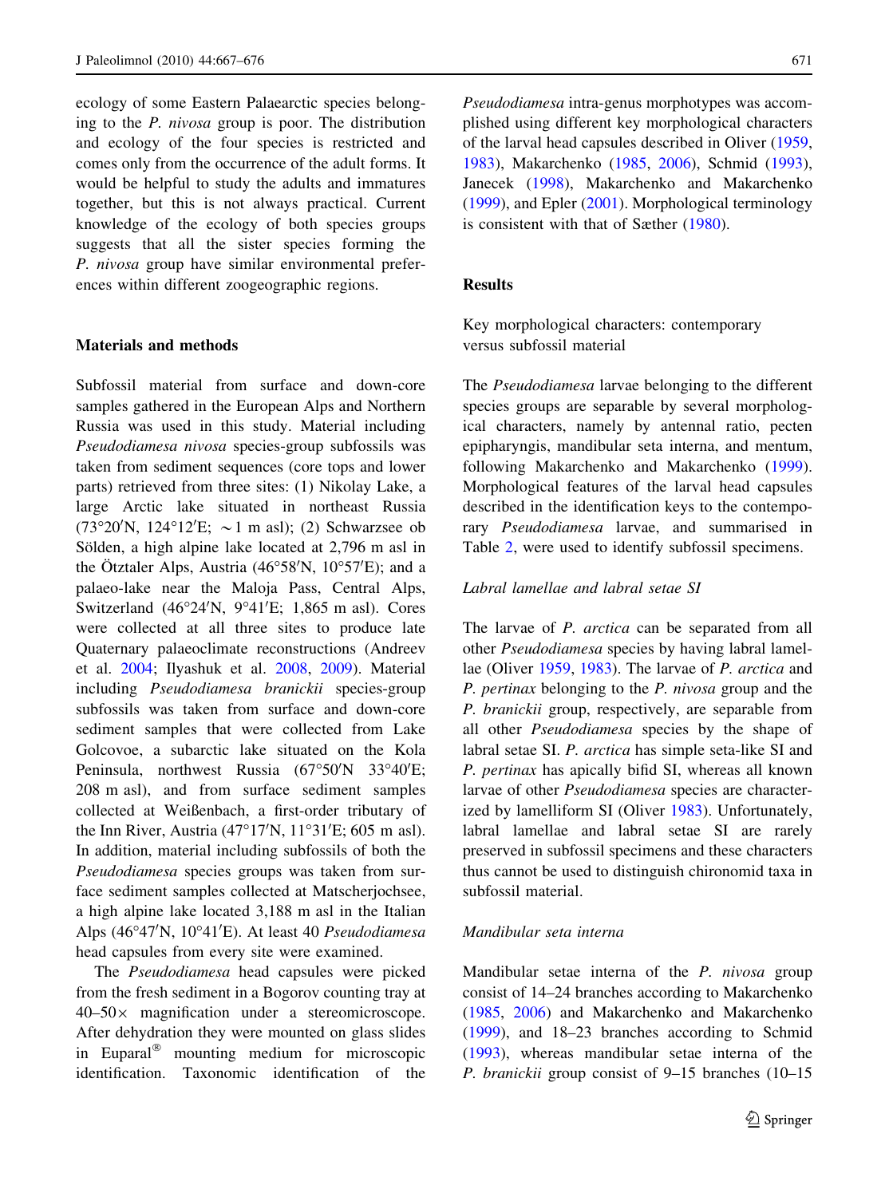ecology of some Eastern Palaearctic species belonging to the *P. nivosa* group is poor. The distribution and ecology of the four species is restricted and comes only from the occurrence of the adult forms. It would be helpful to study the adults and immatures together, but this is not always practical. Current knowledge of the ecology of both species groups suggests that all the sister species forming the *P. nivosa* group have similar environmental preferences within different zoogeographic regions.

## Materials and methods

Subfossil material from surface and down-core samples gathered in the European Alps and Northern Russia was used in this study. Material including *Pseudodiamesa nivosa* species-group subfossils was taken from sediment sequences (core tops and lower parts) retrieved from three sites: (1) Nikolay Lake, a large Arctic lake situated in northeast Russia (73°20′N, 124°12′E; ~1 m asl); (2) Schwarzsee ob Sölden, a high alpine lake located at 2,796 m asl in the Ötztaler Alps, Austria (46°58′N, 10°57′E); and a palaeo-lake near the Maloja Pass, Central Alps, Switzerland (46°24′N, 9°41′E; 1,865 m asl). Cores were collected at all three sites to produce late Quaternary palaeoclimate reconstructions (Andreev et al. 2004; Ilyashuk et al. 2008, 2009). Material including *Pseudodiamesa branickii* species-group subfossils was taken from surface and down-core sediment samples that were collected from Lake Golcovoe, a subarctic lake situated on the Kola Peninsula, northwest Russia (67°50′N 33°40′E; 208 m asl), and from surface sediment samples collected at Weißenbach, a first-order tributary of the Inn River, Austria (47°17′N, 11°31′E; 605 m asl). In addition, material including subfossils of both the *Pseudodiamesa* species groups was taken from surface sediment samples collected at Matscherjochsee, a high alpine lake located 3,188 m asl in the Italian Alps (46°47′N, 10°41′E). At least 40 *Pseudodiamesa* head capsules from every site were examined.

The *Pseudodiamesa* head capsules were picked from the fresh sediment in a Bogorov counting tray at 40–50× magnification under a stereomicroscope. After dehydration they were mounted on glass slides in Euparal® mounting medium for microscopic identification. Taxonomic identification of the *Pseudodiamesa* intra-genus morphotypes was accomplished using different key morphological characters of the larval head capsules described in Oliver (1959, 1983), Makarchenko (1985, 2006), Schmid (1993), Janecek (1998), Makarchenko and Makarchenko (1999), and Epler (2001). Morphological terminology is consistent with that of Sæther (1980).

## Results

### Key morphological characters: contemporary versus subfossil material

The *Pseudodiamesa* larvae belonging to the different species groups are separable by several morphological characters, namely by antennal ratio, pecten epipharyngis, mandibular seta interna, and mentum, following Makarchenko and Makarchenko (1999). Morphological features of the larval head capsules described in the identification keys to the contemporary *Pseudodiamesa* larvae, and summarised in Table 2, were used to identify subfossil specimens.

#### *Labral lamellae and labral setae SI*

The larvae of *P. arctica* can be separated from all other *Pseudodiamesa* species by having labral lamellae (Oliver 1959, 1983). The larvae of *P. arctica* and *P. pertinax* belonging to the *P. nivosa* group and the *P. branickii* group, respectively, are separable from all other *Pseudodiamesa* species by the shape of labral setae SI. *P. arctica* has simple seta-like SI and *P. pertinax* has apically bifid SI, whereas all known larvae of other *Pseudodiamesa* species are characterized by lamelliform SI (Oliver 1983). Unfortunately, labral lamellae and labral setae SI are rarely preserved in subfossil specimens and these characters thus cannot be used to distinguish chironomid taxa in subfossil material.

#### *Mandibular seta interna*

Mandibular setae interna of the *P. nivosa* group consist of 14–24 branches according to Makarchenko (1985, 2006) and Makarchenko and Makarchenko (1999), and 18–23 branches according to Schmid (1993), whereas mandibular setae interna of the *P. branickii* group consist of 9–15 branches (10–15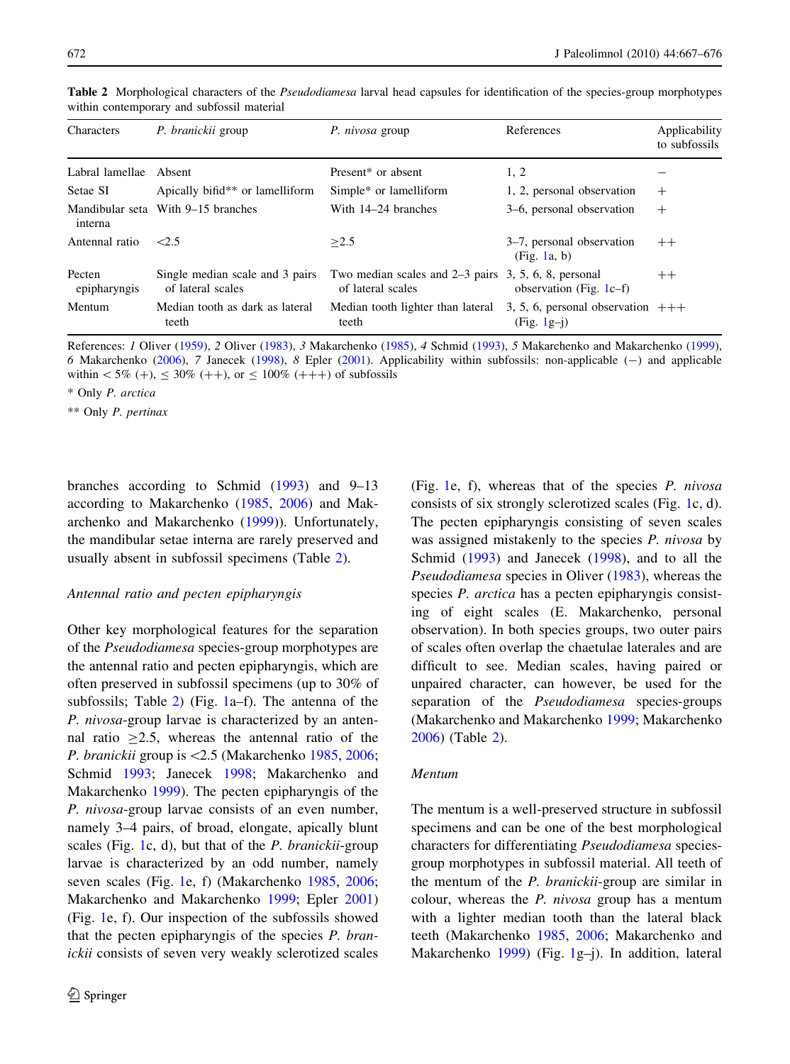**Table 2** Morphological characters of the *Pseudodiamesa* larval head capsules for identification of the species-group morphotypes within contemporary and subfossil material

| Characters | *P. branickii* group | *P. nivosa* group | References | Applicability to subfossils |
|---|---|---|---|---|
| Labral lamellae | Absent | Present* or absent | 1, 2 | − |
| Setae SI | Apically bifid** or lamelliform | Simple* or lamelliform | 1, 2, personal observation | + |
| Mandibular seta interna | With 9–15 branches | With 14–24 branches | 3–6, personal observation | + |
| Antennal ratio | <2.5 | ≥2.5 | 3–7, personal observation (Fig. 1a, b) | ++ |
| Pecten epipharyngis | Single median scale and 3 pairs of lateral scales | Two median scales and 2–3 pairs of lateral scales | 3, 5, 6, 8, personal observation (Fig. 1c–f) | ++ |
| Mentum | Median tooth as dark as lateral teeth | Median tooth lighter than lateral teeth | 3, 5, 6, personal observation (Fig. 1g–j) | +++ |

References: *1* Oliver (1959), *2* Oliver (1983), *3* Makarchenko (1985), *4* Schmid (1993), *5* Makarchenko and Makarchenko (1999), *6* Makarchenko (2006), *7* Janecek (1998), *8* Epler (2001). Applicability within subfossils: non-applicable (−) and applicable within < 5% (+), ≤ 30% (++), or ≤ 100% (+++) of subfossils

\* Only *P. arctica*

\*\* Only *P. pertinax*

branches according to Schmid (1993) and 9–13 according to Makarchenko (1985, 2006) and Makarchenko and Makarchenko (1999)). Unfortunately, the mandibular setae interna are rarely preserved and usually absent in subfossil specimens (Table 2).

*Antennal ratio and pecten epipharyngis*

Other key morphological features for the separation of the *Pseudodiamesa* species-group morphotypes are the antennal ratio and pecten epipharyngis, which are often preserved in subfossil specimens (up to 30% of subfossils; Table 2) (Fig. 1a–f). The antenna of the *P. nivosa*-group larvae is characterized by an antennal ratio ≥2.5, whereas the antennal ratio of the *P. branickii* group is <2.5 (Makarchenko 1985, 2006; Schmid 1993; Janecek 1998; Makarchenko and Makarchenko 1999). The pecten epipharyngis of the *P. nivosa*-group larvae consists of an even number, namely 3–4 pairs, of broad, elongate, apically blunt scales (Fig. 1c, d), but that of the *P. branickii*-group larvae is characterized by an odd number, namely seven scales (Fig. 1e, f) (Makarchenko 1985, 2006; Makarchenko and Makarchenko 1999; Epler 2001) (Fig. 1e, f). Our inspection of the subfossils showed that the pecten epipharyngis of the species *P. branickii* consists of seven very weakly sclerotized scales (Fig. 1e, f), whereas that of the species *P. nivosa* consists of six strongly sclerotized scales (Fig. 1c, d). The pecten epipharyngis consisting of seven scales was assigned mistakenly to the species *P. nivosa* by Schmid (1993) and Janecek (1998), and to all the *Pseudodiamesa* species in Oliver (1983), whereas the species *P. arctica* has a pecten epipharyngis consisting of eight scales (E. Makarchenko, personal observation). In both species groups, two outer pairs of scales often overlap the chaetulae laterales and are difficult to see. Median scales, having paired or unpaired character, can however, be used for the separation of the *Pseudodiamesa* species-groups (Makarchenko and Makarchenko 1999; Makarchenko 2006) (Table 2).

*Mentum*

The mentum is a well-preserved structure in subfossil specimens and can be one of the best morphological characters for differentiating *Pseudodiamesa* species-group morphotypes in subfossil material. All teeth of the mentum of the *P. branickii*-group are similar in colour, whereas the *P. nivosa* group has a mentum with a lighter median tooth than the lateral black teeth (Makarchenko 1985, 2006; Makarchenko and Makarchenko 1999) (Fig. 1g–j). In addition, lateral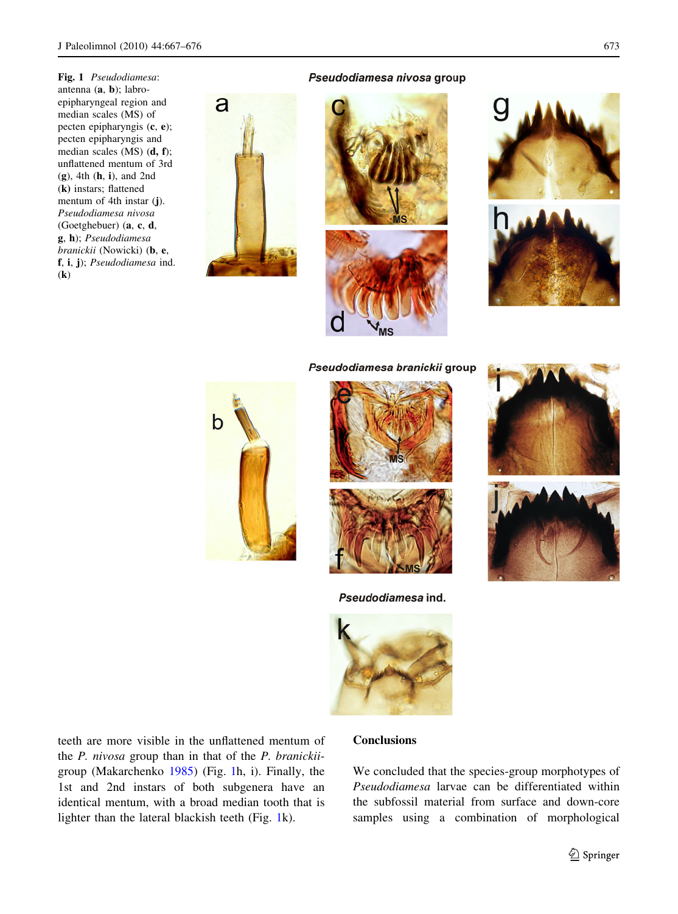**Fig. 1** *Pseudodiamesa*: antenna (**a**, **b**); labro-epipharyngeal region and median scales (MS) of pecten epipharyngis (**c**, **e**); pecten epipharyngis and median scales (MS) (**d, f**); unflattened mentum of 3rd (**g**), 4th (**h**, **i**), and 2nd (**k**) instars; flattened mentum of 4th instar (**j**). *Pseudodiamesa nivosa* (Goetghebuer) (**a**, **c**, **d**, **g**, **h**); *Pseudodiamesa branickii* (Nowicki) (**b**, **e**, **f**, **i**, **j**); *Pseudodiamesa* ind. (**k**)

teeth are more visible in the unflattened mentum of the *P. nivosa* group than in that of the *P. branickii*-group (Makarchenko 1985) (Fig. 1h, i). Finally, the 1st and 2nd instars of both subgenera have an identical mentum, with a broad median tooth that is lighter than the lateral blackish teeth (Fig. 1k).

## Conclusions

We concluded that the species-group morphotypes of *Pseudodiamesa* larvae can be differentiated within the subfossil material from surface and down-core samples using a combination of morphological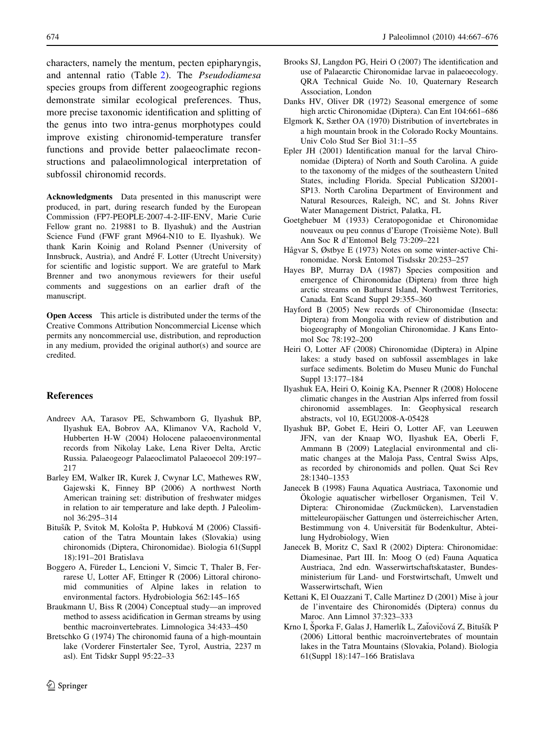characters, namely the mentum, pecten epipharyngis, and antennal ratio (Table 2). The *Pseudodiamesa* species groups from different zoogeographic regions demonstrate similar ecological preferences. Thus, more precise taxonomic identification and splitting of the genus into two intra-genus morphotypes could improve existing chironomid-temperature transfer functions and provide better palaeoclimate reconstructions and palaeolimnological interpretation of subfossil chironomid records.

**Acknowledgments** Data presented in this manuscript were produced, in part, during research funded by the European Commission (FP7-PEOPLE-2007-4-2-IIF-ENV, Marie Curie Fellow grant no. 219881 to B. Ilyashuk) and the Austrian Science Fund (FWF grant M964-N10 to E. Ilyashuk). We thank Karin Koinig and Roland Psenner (University of Innsbruck, Austria), and André F. Lotter (Utrecht University) for scientific and logistic support. We are grateful to Mark Brenner and two anonymous reviewers for their useful comments and suggestions on an earlier draft of the manuscript.

**Open Access** This article is distributed under the terms of the Creative Commons Attribution Noncommercial License which permits any noncommercial use, distribution, and reproduction in any medium, provided the original author(s) and source are credited.

## References

Andreev AA, Tarasov PE, Schwamborn G, Ilyashuk BP, Ilyashuk EA, Bobrov AA, Klimanov VA, Rachold V, Hubberten H-W (2004) Holocene palaeoenvironmental records from Nikolay Lake, Lena River Delta, Arctic Russia. Palaeogeogr Palaeoclimatol Palaeoecol 209:197–217

Barley EM, Walker IR, Kurek J, Cwynar LC, Mathewes RW, Gajewski K, Finney BP (2006) A northwest North American training set: distribution of freshwater midges in relation to air temperature and lake depth. J Paleolimnol 36:295–314

Bitušík P, Svitok M, Kološta P, Hubková M (2006) Classification of the Tatra Mountain lakes (Slovakia) using chironomids (Diptera, Chironomidae). Biologia 61(Suppl 18):191–201 Bratislava

Boggero A, Füreder L, Lencioni V, Simcic T, Thaler B, Ferrarese U, Lotter AF, Ettinger R (2006) Littoral chironomid communities of Alpine lakes in relation to environmental factors. Hydrobiologia 562:145–165

Braukmann U, Biss R (2004) Conceptual study—an improved method to assess acidification in German streams by using benthic macroinvertebrates. Limnologica 34:433–450

Bretschko G (1974) The chironomid fauna of a high-mountain lake (Vorderer Finstertaler See, Tyrol, Austria, 2237 m asl). Ent Tidskr Suppl 95:22–33

Brooks SJ, Langdon PG, Heiri O (2007) The identification and use of Palaearctic Chironomidae larvae in palaeoecology. QRA Technical Guide No. 10, Quaternary Research Association, London

Danks HV, Oliver DR (1972) Seasonal emergence of some high arctic Chironomidae (Diptera). Can Ent 104:661–686

Elgmork K, Sæther OA (1970) Distribution of invertebrates in a high mountain brook in the Colorado Rocky Mountains. Univ Colo Stud Ser Biol 31:1–55

Epler JH (2001) Identification manual for the larval Chironomidae (Diptera) of North and South Carolina. A guide to the taxonomy of the midges of the southeastern United States, including Florida. Special Publication SJ2001-SP13. North Carolina Department of Environment and Natural Resources, Raleigh, NC, and St. Johns River Water Management District, Palatka, FL

Goetghebuer M (1933) Ceratopogonidae et Chironomidae nouveaux ou peu connus d'Europe (Troisième Note). Bull Ann Soc R d'Entomol Belg 73:209–221

Hågvar S, Østbye E (1973) Notes on some winter-active Chironomidae. Norsk Entomol Tisdsskr 20:253–257

Hayes BP, Murray DA (1987) Species composition and emergence of Chironomidae (Diptera) from three high arctic streams on Bathurst Island, Northwest Territories, Canada. Ent Scand Suppl 29:355–360

Hayford B (2005) New records of Chironomidae (Insecta: Diptera) from Mongolia with review of distribution and biogeography of Mongolian Chironomidae. J Kans Entomol Soc 78:192–200

Heiri O, Lotter AF (2008) Chironomidae (Diptera) in Alpine lakes: a study based on subfossil assemblages in lake surface sediments. Boletim do Museu Munic do Funchal Suppl 13:177–184

Ilyashuk EA, Heiri O, Koinig KA, Psenner R (2008) Holocene climatic changes in the Austrian Alps inferred from fossil chironomid assemblages. In: Geophysical research abstracts, vol 10, EGU2008-A-05428

Ilyashuk BP, Gobet E, Heiri O, Lotter AF, van Leeuwen JFN, van der Knaap WO, Ilyashuk EA, Oberli F, Ammann B (2009) Lateglacial environmental and climatic changes at the Maloja Pass, Central Swiss Alps, as recorded by chironomids and pollen. Quat Sci Rev 28:1340–1353

Janecek B (1998) Fauna Aquatica Austriaca, Taxonomie und Ökologie aquatischer wirbelloser Organismen, Teil V. Diptera: Chironomidae (Zuckmücken), Larvenstadien mitteleuropäischer Gattungen und österreichischer Arten, Bestimmung von 4. Universität für Bodenkultur, Abteilung Hydrobiology, Wien

Janecek B, Moritz C, Saxl R (2002) Diptera: Chironomidae: Diamesinae, Part III. In: Moog O (ed) Fauna Aquatica Austriaca, 2nd edn. Wasserwirtschaftskataster, Bundesministerium für Land- und Forstwirtschaft, Umwelt und Wasserwirtschaft, Wien

Kettani K, El Ouazzani T, Calle Martinez D (2001) Mise à jour de l'inventaire des Chironomidés (Diptera) connus du Maroc. Ann Limnol 37:323–333

Krno I, Šporka F, Galas J, Hamerlík L, Zaťovičová Z, Bitušík P (2006) Littoral benthic macroinvertebrates of mountain lakes in the Tatra Mountains (Slovakia, Poland). Biologia 61(Suppl 18):147–166 Bratislava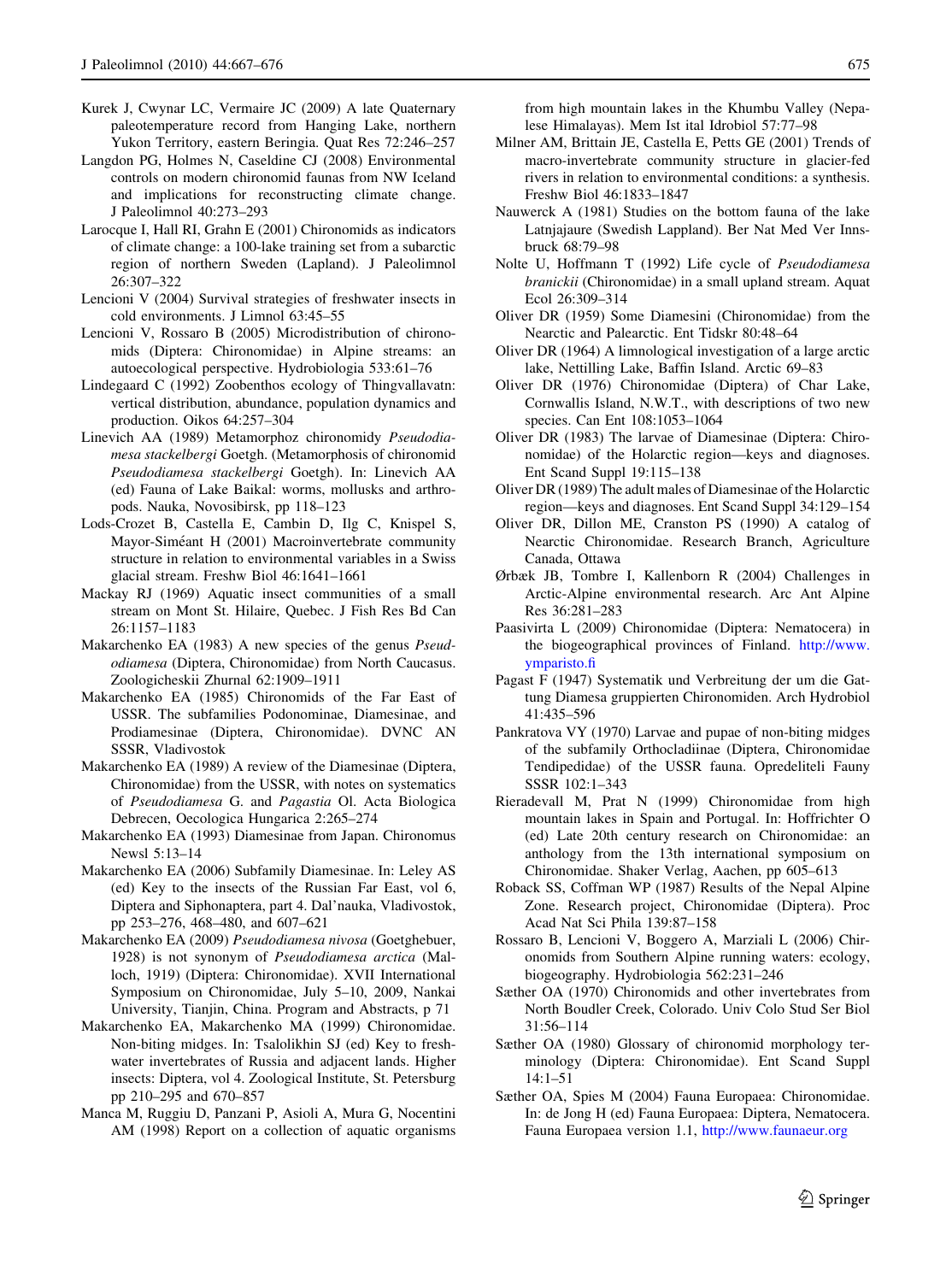Kurek J, Cwynar LC, Vermaire JC (2009) A late Quaternary paleotemperature record from Hanging Lake, northern Yukon Territory, eastern Beringia. Quat Res 72:246–257

Langdon PG, Holmes N, Caseldine CJ (2008) Environmental controls on modern chironomid faunas from NW Iceland and implications for reconstructing climate change. J Paleolimnol 40:273–293

Larocque I, Hall RI, Grahn E (2001) Chironomids as indicators of climate change: a 100-lake training set from a subarctic region of northern Sweden (Lapland). J Paleolimnol 26:307–322

Lencioni V (2004) Survival strategies of freshwater insects in cold environments. J Limnol 63:45–55

Lencioni V, Rossaro B (2005) Microdistribution of chironomids (Diptera: Chironomidae) in Alpine streams: an autoecological perspective. Hydrobiologia 533:61–76

Lindegaard C (1992) Zoobenthos ecology of Thingvallavatn: vertical distribution, abundance, population dynamics and production. Oikos 64:257–304

Linevich AA (1989) Metamorphoz chironomidy *Pseudodiamesa stackelbergi* Goetgh. (Metamorphosis of chironomid *Pseudodiamesa stackelbergi* Goetgh). In: Linevich AA (ed) Fauna of Lake Baikal: worms, mollusks and arthropods. Nauka, Novosibirsk, pp 118–123

Lods-Crozet B, Castella E, Cambin D, Ilg C, Knispel S, Mayor-Siméant H (2001) Macroinvertebrate community structure in relation to environmental variables in a Swiss glacial stream. Freshw Biol 46:1641–1661

Mackay RJ (1969) Aquatic insect communities of a small stream on Mont St. Hilaire, Quebec. J Fish Res Bd Can 26:1157–1183

Makarchenko EA (1983) A new species of the genus *Pseudodiamesa* (Diptera, Chironomidae) from North Caucasus. Zoologicheskii Zhurnal 62:1909–1911

Makarchenko EA (1985) Chironomids of the Far East of USSR. The subfamilies Podonominae, Diamesinae, and Prodiamesinae (Diptera, Chironomidae). DVNC AN SSSR, Vladivostok

Makarchenko EA (1989) A review of the Diamesinae (Diptera, Chironomidae) from the USSR, with notes on systematics of *Pseudodiamesa* G. and *Pagastia* Ol. Acta Biologica Debrecen, Oecologica Hungarica 2:265–274

Makarchenko EA (1993) Diamesinae from Japan. Chironomus Newsl 5:13–14

Makarchenko EA (2006) Subfamily Diamesinae. In: Leley AS (ed) Key to the insects of the Russian Far East, vol 6, Diptera and Siphonaptera, part 4. Dal'nauka, Vladivostok, pp 253–276, 468–480, and 607–621

Makarchenko EA (2009) *Pseudodiamesa nivosa* (Goetghebuer, 1928) is not synonym of *Pseudodiamesa arctica* (Malloch, 1919) (Diptera: Chironomidae). XVII International Symposium on Chironomidae, July 5–10, 2009, Nankai University, Tianjin, China. Program and Abstracts, p 71

Makarchenko EA, Makarchenko MA (1999) Chironomidae. Non-biting midges. In: Tsalolikhin SJ (ed) Key to freshwater invertebrates of Russia and adjacent lands. Higher insects: Diptera, vol 4. Zoological Institute, St. Petersburg pp 210–295 and 670–857

Manca M, Ruggiu D, Panzani P, Asioli A, Mura G, Nocentini AM (1998) Report on a collection of aquatic organisms from high mountain lakes in the Khumbu Valley (Nepalese Himalayas). Mem Ist ital Idrobiol 57:77–98

Milner AM, Brittain JE, Castella E, Petts GE (2001) Trends of macro-invertebrate community structure in glacier-fed rivers in relation to environmental conditions: a synthesis. Freshw Biol 46:1833–1847

Nauwerck A (1981) Studies on the bottom fauna of the lake Latnjajaure (Swedish Lappland). Ber Nat Med Ver Innsbruck 68:79–98

Nolte U, Hoffmann T (1992) Life cycle of *Pseudodiamesa branickii* (Chironomidae) in a small upland stream. Aquat Ecol 26:309–314

Oliver DR (1959) Some Diamesini (Chironomidae) from the Nearctic and Palearctic. Ent Tidskr 80:48–64

Oliver DR (1964) A limnological investigation of a large arctic lake, Nettilling Lake, Baffin Island. Arctic 69–83

Oliver DR (1976) Chironomidae (Diptera) of Char Lake, Cornwallis Island, N.W.T., with descriptions of two new species. Can Ent 108:1053–1064

Oliver DR (1983) The larvae of Diamesinae (Diptera: Chironomidae) of the Holarctic region—keys and diagnoses. Ent Scand Suppl 19:115–138

Oliver DR (1989) The adult males of Diamesinae of the Holarctic region—keys and diagnoses. Ent Scand Suppl 34:129–154

Oliver DR, Dillon ME, Cranston PS (1990) A catalog of Nearctic Chironomidae. Research Branch, Agriculture Canada, Ottawa

Ørbæk JB, Tombre I, Kallenborn R (2004) Challenges in Arctic-Alpine environmental research. Arc Ant Alpine Res 36:281–283

Paasivirta L (2009) Chironomidae (Diptera: Nematocera) in the biogeographical provinces of Finland. http://www.ymparisto.fi

Pagast F (1947) Systematik und Verbreitung der um die Gattung Diamesa gruppierten Chironomiden. Arch Hydrobiol 41:435–596

Pankratova VY (1970) Larvae and pupae of non-biting midges of the subfamily Orthocladiinae (Diptera, Chironomidae Tendipedidae) of the USSR fauna. Opredeliteli Fauny SSSR 102:1–343

Rieradevall M, Prat N (1999) Chironomidae from high mountain lakes in Spain and Portugal. In: Hoffrichter O (ed) Late 20th century research on Chironomidae: an anthology from the 13th international symposium on Chironomidae. Shaker Verlag, Aachen, pp 605–613

Roback SS, Coffman WP (1987) Results of the Nepal Alpine Zone. Research project, Chironomidae (Diptera). Proc Acad Nat Sci Phila 139:87–158

Rossaro B, Lencioni V, Boggero A, Marziali L (2006) Chironomids from Southern Alpine running waters: ecology, biogeography. Hydrobiologia 562:231–246

Sæther OA (1970) Chironomids and other invertebrates from North Boudler Creek, Colorado. Univ Colo Stud Ser Biol 31:56–114

Sæther OA (1980) Glossary of chironomid morphology terminology (Diptera: Chironomidae). Ent Scand Suppl 14:1–51

Sæther OA, Spies M (2004) Fauna Europaea: Chironomidae. In: de Jong H (ed) Fauna Europaea: Diptera, Nematocera. Fauna Europaea version 1.1, http://www.faunaeur.org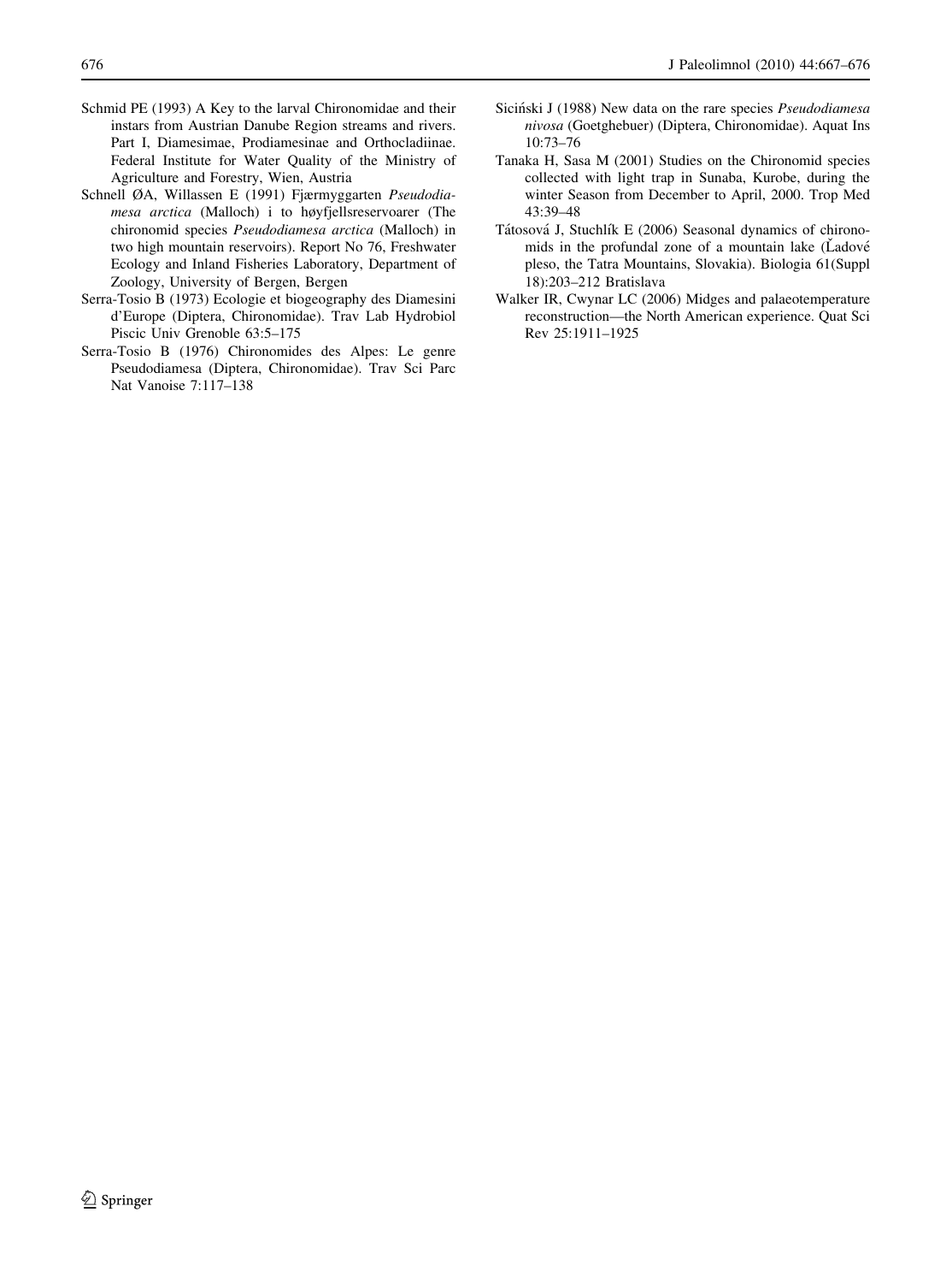Schmid PE (1993) A Key to the larval Chironomidae and their instars from Austrian Danube Region streams and rivers. Part I, Diamesimae, Prodiamesinae and Orthocladiinae. Federal Institute for Water Quality of the Ministry of Agriculture and Forestry, Wien, Austria

Schnell ØA, Willassen E (1991) Fjærmyggarten *Pseudodiamesa arctica* (Malloch) i to høyfjellsreservoarer (The chironomid species *Pseudodiamesa arctica* (Malloch) in two high mountain reservoirs). Report No 76, Freshwater Ecology and Inland Fisheries Laboratory, Department of Zoology, University of Bergen, Bergen

Serra-Tosio B (1973) Ecologie et biogeography des Diamesini d'Europe (Diptera, Chironomidae). Trav Lab Hydrobiol Piscic Univ Grenoble 63:5–175

Serra-Tosio B (1976) Chironomides des Alpes: Le genre Pseudodiamesa (Diptera, Chironomidae). Trav Sci Parc Nat Vanoise 7:117–138

Siciński J (1988) New data on the rare species *Pseudodiamesa nivosa* (Goetghebuer) (Diptera, Chironomidae). Aquat Ins 10:73–76

Tanaka H, Sasa M (2001) Studies on the Chironomid species collected with light trap in Sunaba, Kurobe, during the winter Season from December to April, 2000. Trop Med 43:39–48

Tátosová J, Stuchlík E (2006) Seasonal dynamics of chironomids in the profundal zone of a mountain lake (Ľadové pleso, the Tatra Mountains, Slovakia). Biologia 61(Suppl 18):203–212 Bratislava

Walker IR, Cwynar LC (2006) Midges and palaeotemperature reconstruction—the North American experience. Quat Sci Rev 25:1911–1925